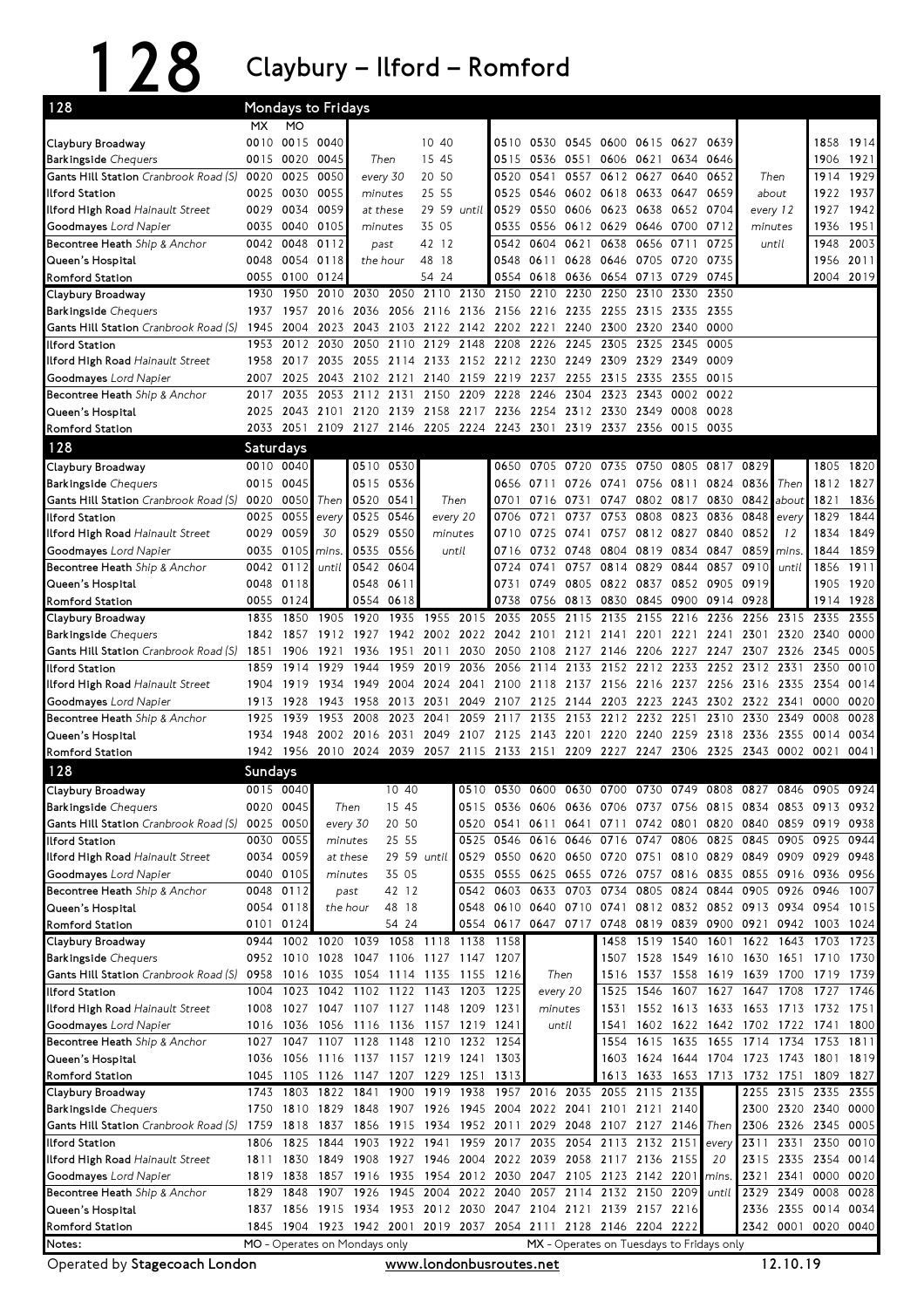# 128 Claybury – Ilford – Romford

## Mondays to Fridays

| 128 | MX | MO | | | | | | | | | | | | | | | |
|---|---|---|---|---|---|---|---|---|---|---|---|---|---|---|---|---|---|
| Claybury Broadway | 0010 | 0015 | 0040 | | 10 40 | | 0510 | 0530 | 0545 | 0600 | 0615 | 0627 | 0639 | | 1858 | 1914 |
| Barkingside Chequers | 0015 | 0020 | 0045 | Then | 15 45 | | 0515 | 0536 | 0551 | 0606 | 0621 | 0634 | 0646 | | 1906 | 1921 |
| Gants Hill Station Cranbrook Road (S) | 0020 | 0025 | 0050 | every 30 | 20 50 | | 0520 | 0541 | 0557 | 0612 | 0627 | 0640 | 0652 | Then | 1914 | 1929 |
| Ilford Station | 0025 | 0030 | 0055 | minutes | 25 55 | | 0525 | 0546 | 0602 | 0618 | 0633 | 0647 | 0659 | about | 1922 | 1937 |
| Ilford High Road Hainault Street | 0029 | 0034 | 0059 | at these | 29 59 | until | 0529 | 0550 | 0606 | 0623 | 0638 | 0652 | 0704 | every 12 | 1927 | 1942 |
| Goodmayes Lord Napier | 0035 | 0040 | 0105 | minutes | 35 05 | | 0535 | 0556 | 0612 | 0629 | 0646 | 0700 | 0712 | minutes | 1936 | 1951 |
| Becontree Heath Ship & Anchor | 0042 | 0048 | 0112 | past | 42 12 | | 0542 | 0604 | 0621 | 0638 | 0656 | 0711 | 0725 | until | 1948 | 2003 |
| Queen's Hospital | 0048 | 0054 | 0118 | the hour | 48 18 | | 0548 | 0611 | 0628 | 0646 | 0705 | 0720 | 0735 | | 1956 | 2011 |
| Romford Station | 0055 | 0100 | 0124 | | 54 24 | | 0554 | 0618 | 0636 | 0654 | 0713 | 0729 | 0745 | | 2004 | 2019 |

| 128 | | | | | | | | | | | | | | | |
|---|---|---|---|---|---|---|---|---|---|---|---|---|---|---|---|
| Claybury Broadway | 1930 | 1950 | 2010 | 2030 | 2050 | 2110 | 2130 | 2150 | 2210 | 2230 | 2250 | 2310 | 2330 | 2350 |
| Barkingside Chequers | 1937 | 1957 | 2016 | 2036 | 2056 | 2116 | 2136 | 2156 | 2216 | 2235 | 2255 | 2315 | 2335 | 2355 |
| Gants Hill Station Cranbrook Road (S) | 1945 | 2004 | 2023 | 2043 | 2103 | 2122 | 2142 | 2202 | 2221 | 2240 | 2300 | 2320 | 2340 | 0000 |
| Ilford Station | 1953 | 2012 | 2030 | 2050 | 2110 | 2129 | 2148 | 2208 | 2226 | 2245 | 2305 | 2325 | 2345 | 0005 |
| Ilford High Road Hainault Street | 1958 | 2017 | 2035 | 2055 | 2114 | 2133 | 2152 | 2212 | 2230 | 2249 | 2309 | 2329 | 2349 | 0009 |
| Goodmayes Lord Napier | 2007 | 2025 | 2043 | 2102 | 2121 | 2140 | 2159 | 2219 | 2237 | 2255 | 2315 | 2335 | 2355 | 0015 |
| Becontree Heath Ship & Anchor | 2017 | 2035 | 2053 | 2112 | 2131 | 2150 | 2209 | 2228 | 2246 | 2304 | 2323 | 2343 | 0002 | 0022 |
| Queen's Hospital | 2025 | 2043 | 2101 | 2120 | 2139 | 2158 | 2217 | 2236 | 2254 | 2312 | 2330 | 2349 | 0008 | 0028 |
| Romford Station | 2033 | 2051 | 2109 | 2127 | 2146 | 2205 | 2224 | 2243 | 2301 | 2319 | 2337 | 2356 | 0015 | 0035 |

## Saturdays

| 128 | | | | | | | | | | | | | | | | | | |
|---|---|---|---|---|---|---|---|---|---|---|---|---|---|---|---|---|---|---|
| Claybury Broadway | 0010 | 0040 | | 0510 | 0530 | | 0650 | 0705 | 0720 | 0735 | 0750 | 0805 | 0817 | 0829 | | 1805 | 1820 |
| Barkingside Chequers | 0015 | 0045 | | 0515 | 0536 | | 0656 | 0711 | 0726 | 0741 | 0756 | 0811 | 0824 | 0836 | Then | 1812 | 1827 |
| Gants Hill Station Cranbrook Road (S) | 0020 | 0050 | Then | 0520 | 0541 | Then | 0701 | 0716 | 0731 | 0747 | 0802 | 0817 | 0830 | 0842 | about | 1821 | 1836 |
| Ilford Station | 0025 | 0055 | every | 0525 | 0546 | every 20 | 0706 | 0721 | 0737 | 0753 | 0808 | 0823 | 0836 | 0848 | every | 1829 | 1844 |
| Ilford High Road Hainault Street | 0029 | 0059 | 30 | 0529 | 0550 | minutes | 0710 | 0725 | 0741 | 0757 | 0812 | 0827 | 0840 | 0852 | 12 | 1834 | 1849 |
| Goodmayes Lord Napier | 0035 | 0105 | mins. | 0535 | 0556 | until | 0716 | 0732 | 0748 | 0804 | 0819 | 0834 | 0847 | 0859 | mins. | 1844 | 1859 |
| Becontree Heath Ship & Anchor | 0042 | 0112 | until | 0542 | 0604 | | 0724 | 0741 | 0757 | 0814 | 0829 | 0844 | 0857 | 0910 | until | 1856 | 1911 |
| Queen's Hospital | 0048 | 0118 | | 0548 | 0611 | | 0731 | 0749 | 0805 | 0822 | 0837 | 0852 | 0905 | 0919 | | 1905 | 1920 |
| Romford Station | 0055 | 0124 | | 0554 | 0618 | | 0738 | 0756 | 0813 | 0830 | 0845 | 0900 | 0914 | 0928 | | 1914 | 1928 |

| 128 | | | | | | | | | | | | | | | | | | |
|---|---|---|---|---|---|---|---|---|---|---|---|---|---|---|---|---|---|---|
| Claybury Broadway | 1835 | 1850 | 1905 | 1920 | 1935 | 1955 | 2015 | 2035 | 2055 | 2115 | 2135 | 2155 | 2216 | 2236 | 2256 | 2315 | 2335 | 2355 |
| Barkingside Chequers | 1842 | 1857 | 1912 | 1927 | 1942 | 2002 | 2022 | 2042 | 2101 | 2121 | 2141 | 2201 | 2221 | 2241 | 2301 | 2320 | 2340 | 0000 |
| Gants Hill Station Cranbrook Road (S) | 1851 | 1906 | 1921 | 1936 | 1951 | 2011 | 2030 | 2050 | 2108 | 2127 | 2146 | 2206 | 2227 | 2247 | 2307 | 2326 | 2345 | 0005 |
| Ilford Station | 1859 | 1914 | 1929 | 1944 | 1959 | 2019 | 2036 | 2056 | 2114 | 2133 | 2152 | 2212 | 2233 | 2252 | 2312 | 2331 | 2350 | 0010 |
| Ilford High Road Hainault Street | 1904 | 1919 | 1934 | 1949 | 2004 | 2024 | 2041 | 2100 | 2118 | 2137 | 2156 | 2216 | 2237 | 2256 | 2316 | 2335 | 2354 | 0014 |
| Goodmayes Lord Napier | 1913 | 1928 | 1943 | 1958 | 2013 | 2031 | 2049 | 2107 | 2125 | 2144 | 2203 | 2223 | 2243 | 2302 | 2322 | 2341 | 0000 | 0020 |
| Becontree Heath Ship & Anchor | 1925 | 1939 | 1953 | 2008 | 2023 | 2041 | 2059 | 2117 | 2135 | 2153 | 2212 | 2232 | 2251 | 2310 | 2330 | 2349 | 0008 | 0028 |
| Queen's Hospital | 1934 | 1948 | 2002 | 2016 | 2031 | 2049 | 2107 | 2125 | 2143 | 2201 | 2220 | 2240 | 2259 | 2318 | 2336 | 2355 | 0014 | 0034 |
| Romford Station | 1942 | 1956 | 2010 | 2024 | 2039 | 2057 | 2115 | 2133 | 2151 | 2209 | 2227 | 2247 | 2306 | 2325 | 2343 | 0002 | 0021 | 0041 |

## Sundays

| 128 | | | | | | | | | | | | | | | | | |
|---|---|---|---|---|---|---|---|---|---|---|---|---|---|---|---|---|---|
| Claybury Broadway | 0015 | 0040 | | 10 40 | | 0510 | 0530 | 0600 | 0630 | 0700 | 0730 | 0749 | 0808 | 0827 | 0846 | 0905 | 0924 |
| Barkingside Chequers | 0020 | 0045 | Then | 15 45 | | 0515 | 0536 | 0606 | 0636 | 0706 | 0737 | 0756 | 0815 | 0834 | 0853 | 0913 | 0932 |
| Gants Hill Station Cranbrook Road (S) | 0025 | 0050 | every 30 | 20 50 | | 0520 | 0541 | 0611 | 0641 | 0711 | 0742 | 0801 | 0820 | 0840 | 0859 | 0919 | 0938 |
| Ilford Station | 0030 | 0055 | minutes | 25 55 | | 0525 | 0546 | 0616 | 0646 | 0716 | 0747 | 0806 | 0825 | 0845 | 0905 | 0925 | 0944 |
| Ilford High Road Hainault Street | 0034 | 0059 | at these | 29 59 | until | 0529 | 0550 | 0620 | 0650 | 0720 | 0751 | 0810 | 0829 | 0849 | 0909 | 0929 | 0948 |
| Goodmayes Lord Napier | 0040 | 0105 | minutes | 35 05 | | 0535 | 0555 | 0625 | 0655 | 0726 | 0757 | 0816 | 0835 | 0855 | 0916 | 0936 | 0956 |
| Becontree Heath Ship & Anchor | 0048 | 0112 | past | 42 12 | | 0542 | 0603 | 0633 | 0703 | 0734 | 0805 | 0824 | 0844 | 0905 | 0926 | 0946 | 1007 |
| Queen's Hospital | 0054 | 0118 | the hour | 48 18 | | 0548 | 0610 | 0640 | 0710 | 0741 | 0812 | 0832 | 0852 | 0913 | 0934 | 0954 | 1015 |
| Romford Station | 0101 | 0124 | | 54 24 | | 0554 | 0617 | 0647 | 0717 | 0748 | 0819 | 0839 | 0900 | 0921 | 0942 | 1003 | 1024 |

| 128 | | | | | | | | | | | | | | | | | |
|---|---|---|---|---|---|---|---|---|---|---|---|---|---|---|---|---|---|
| Claybury Broadway | 0944 | 1002 | 1020 | 1039 | 1058 | 1118 | 1138 | 1158 | | 1458 | 1519 | 1540 | 1601 | 1622 | 1643 | 1703 | 1723 |
| Barkingside Chequers | 0952 | 1010 | 1028 | 1047 | 1106 | 1127 | 1147 | 1207 | | 1507 | 1528 | 1549 | 1610 | 1630 | 1651 | 1710 | 1730 |
| Gants Hill Station Cranbrook Road (S) | 0958 | 1016 | 1035 | 1054 | 1114 | 1135 | 1155 | 1216 | Then | 1516 | 1537 | 1558 | 1619 | 1639 | 1700 | 1719 | 1739 |
| Ilford Station | 1004 | 1023 | 1042 | 1102 | 1122 | 1143 | 1203 | 1225 | every 20 | 1525 | 1546 | 1607 | 1627 | 1647 | 1708 | 1727 | 1746 |
| Ilford High Road Hainault Street | 1008 | 1027 | 1047 | 1107 | 1127 | 1148 | 1209 | 1231 | minutes | 1531 | 1552 | 1613 | 1633 | 1653 | 1713 | 1732 | 1751 |
| Goodmayes Lord Napier | 1016 | 1036 | 1056 | 1116 | 1136 | 1157 | 1219 | 1241 | until | 1541 | 1602 | 1622 | 1642 | 1702 | 1722 | 1741 | 1800 |
| Becontree Heath Ship & Anchor | 1027 | 1047 | 1107 | 1128 | 1148 | 1210 | 1232 | 1254 | | 1554 | 1615 | 1635 | 1655 | 1714 | 1734 | 1753 | 1811 |
| Queen's Hospital | 1036 | 1056 | 1116 | 1137 | 1157 | 1219 | 1241 | 1303 | | 1603 | 1624 | 1644 | 1704 | 1723 | 1743 | 1801 | 1819 |
| Romford Station | 1045 | 1105 | 1126 | 1147 | 1207 | 1229 | 1251 | 1313 | | 1613 | 1633 | 1653 | 1713 | 1732 | 1751 | 1809 | 1827 |

| 128 | | | | | | | | | | | | | | | | | |
|---|---|---|---|---|---|---|---|---|---|---|---|---|---|---|---|---|---|
| Claybury Broadway | 1743 | 1803 | 1822 | 1841 | 1900 | 1919 | 1938 | 1957 | 2016 | 2035 | 2055 | 2115 | 2135 | | 2255 | 2315 | 2335 | 2355 |
| Barkingside Chequers | 1750 | 1810 | 1829 | 1848 | 1907 | 1926 | 1945 | 2004 | 2022 | 2041 | 2101 | 2121 | 2140 | | 2300 | 2320 | 2340 | 0000 |
| Gants Hill Station Cranbrook Road (S) | 1759 | 1818 | 1837 | 1856 | 1915 | 1934 | 1952 | 2011 | 2029 | 2048 | 2107 | 2127 | 2146 | Then | 2306 | 2326 | 2345 | 0005 |
| Ilford Station | 1806 | 1825 | 1844 | 1903 | 1922 | 1941 | 1959 | 2017 | 2035 | 2054 | 2113 | 2132 | 2151 | every | 2311 | 2331 | 2350 | 0010 |
| Ilford High Road Hainault Street | 1811 | 1830 | 1849 | 1908 | 1927 | 1946 | 2004 | 2022 | 2039 | 2058 | 2117 | 2136 | 2155 | 20 | 2315 | 2335 | 2354 | 0014 |
| Goodmayes Lord Napier | 1819 | 1838 | 1857 | 1916 | 1935 | 1954 | 2012 | 2030 | 2047 | 2105 | 2123 | 2142 | 2201 | mins. | 2321 | 2341 | 0000 | 0020 |
| Becontree Heath Ship & Anchor | 1829 | 1848 | 1907 | 1926 | 1945 | 2004 | 2022 | 2040 | 2057 | 2114 | 2132 | 2150 | 2209 | until | 2329 | 2349 | 0008 | 0028 |
| Queen's Hospital | 1837 | 1856 | 1915 | 1934 | 1953 | 2012 | 2030 | 2047 | 2104 | 2121 | 2139 | 2157 | 2216 | | 2336 | 2355 | 0014 | 0034 |
| Romford Station | 1845 | 1904 | 1923 | 1942 | 2001 | 2019 | 2037 | 2054 | 2111 | 2128 | 2146 | 2204 | 2222 | | 2342 | 0001 | 0020 | 0040 |

Notes: MO - Operates on Mondays only; MX - Operates on Tuesdays to Fridays only

Operated by **Stagecoach London** www.londonbusroutes.net 12.10.19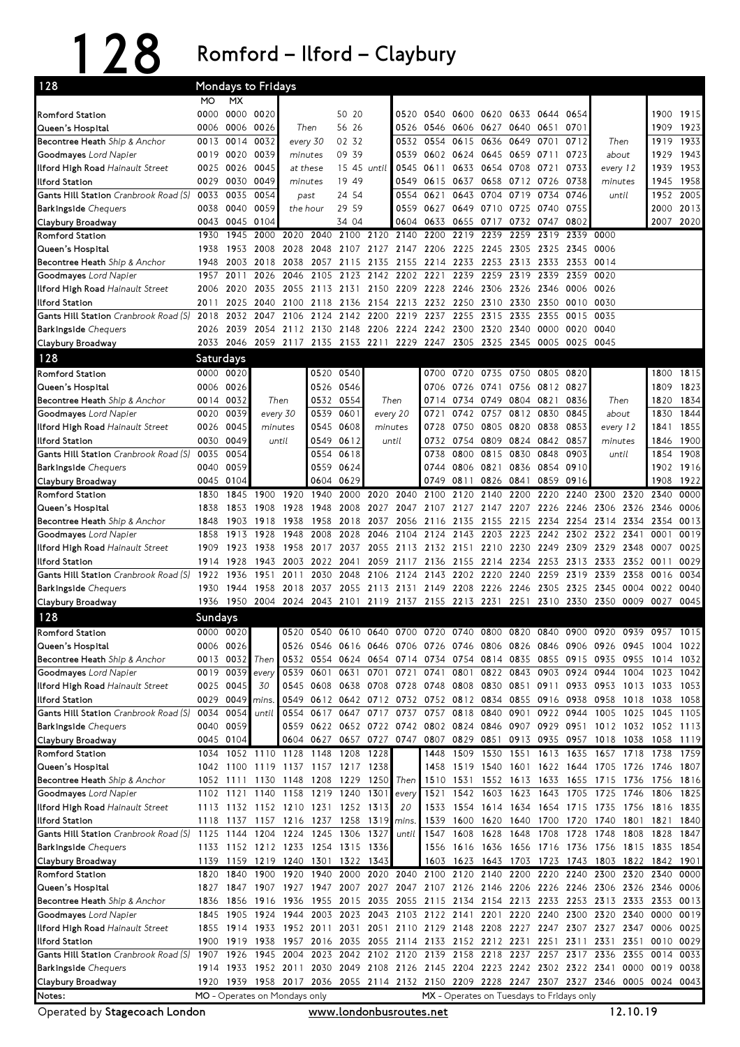# 128 Romford – Ilford – Claybury

## Mondays to Fridays

| 128 | MO | MX | | | | | | | | | | | | | | | |
|---|---|---|---|---|---|---|---|---|---|---|---|---|---|---|---|---|---|
| Romford Station | 0000 | 0000 | 0020 | | 50 20 | | 0520 | 0540 | 0600 | 0620 | 0633 | 0644 | 0654 | | 1900 | 1915 |
| Queen's Hospital | 0006 | 0006 | 0026 | Then | 56 26 | | 0526 | 0546 | 0606 | 0627 | 0640 | 0651 | 0701 | | 1909 | 1923 |
| Becontree Heath *Ship & Anchor* | 0013 | 0014 | 0032 | every 30 | 02 32 | | 0532 | 0554 | 0615 | 0636 | 0649 | 0701 | 0712 | Then | 1919 | 1933 |
| Goodmayes *Lord Napier* | 0019 | 0020 | 0039 | minutes | 09 39 | | 0539 | 0602 | 0624 | 0645 | 0659 | 0711 | 0723 | about | 1929 | 1943 |
| Ilford High Road *Hainault Street* | 0025 | 0026 | 0045 | at these | 15 45 | until | 0545 | 0611 | 0633 | 0654 | 0708 | 0721 | 0733 | every 12 | 1939 | 1953 |
| Ilford Station | 0029 | 0030 | 0049 | minutes | 19 49 | | 0549 | 0615 | 0637 | 0658 | 0712 | 0726 | 0738 | minutes | 1945 | 1958 |
| Gants Hill Station *Cranbrook Road (S)* | 0033 | 0035 | 0054 | past | 24 54 | | 0554 | 0621 | 0643 | 0704 | 0719 | 0734 | 0746 | until | 1952 | 2005 |
| Barkingside *Chequers* | 0038 | 0040 | 0059 | the hour | 29 59 | | 0559 | 0627 | 0649 | 0710 | 0725 | 0740 | 0755 | | 2000 | 2013 |
| Claybury Broadway | 0043 | 0045 | 0104 | | 34 04 | | 0604 | 0633 | 0655 | 0717 | 0732 | 0747 | 0802 | | 2007 | 2020 |

| | | | | | | | | | | | | | | | |
|---|---|---|---|---|---|---|---|---|---|---|---|---|---|---|---|
| Romford Station | 1930 | 1945 | 2000 | 2020 | 2040 | 2100 | 2120 | 2140 | 2200 | 2219 | 2239 | 2259 | 2319 | 2339 | 0000 |
| Queen's Hospital | 1938 | 1953 | 2008 | 2028 | 2048 | 2107 | 2127 | 2147 | 2206 | 2225 | 2245 | 2305 | 2325 | 2345 | 0006 |
| Becontree Heath *Ship & Anchor* | 1948 | 2003 | 2018 | 2038 | 2057 | 2115 | 2135 | 2155 | 2214 | 2233 | 2253 | 2313 | 2333 | 2353 | 0014 |
| Goodmayes *Lord Napier* | 1957 | 2011 | 2026 | 2046 | 2105 | 2123 | 2142 | 2202 | 2221 | 2239 | 2259 | 2319 | 2339 | 2359 | 0020 |
| Ilford High Road *Hainault Street* | 2006 | 2020 | 2035 | 2055 | 2113 | 2131 | 2150 | 2209 | 2228 | 2246 | 2306 | 2326 | 2346 | 0006 | 0026 |
| Ilford Station | 2011 | 2025 | 2040 | 2100 | 2118 | 2136 | 2154 | 2213 | 2232 | 2250 | 2310 | 2330 | 2350 | 0010 | 0030 |
| Gants Hill Station *Cranbrook Road (S)* | 2018 | 2032 | 2047 | 2106 | 2124 | 2142 | 2200 | 2219 | 2237 | 2255 | 2315 | 2335 | 2355 | 0015 | 0035 |
| Barkingside *Chequers* | 2026 | 2039 | 2054 | 2112 | 2130 | 2148 | 2206 | 2224 | 2242 | 2300 | 2320 | 2340 | 0000 | 0020 | 0040 |
| Claybury Broadway | 2033 | 2046 | 2059 | 2117 | 2135 | 2153 | 2211 | 2229 | 2247 | 2305 | 2325 | 2345 | 0005 | 0025 | 0045 |

## Saturdays

| 128 | | | | | | | | | | | | | | | | |
|---|---|---|---|---|---|---|---|---|---|---|---|---|---|---|---|---|
| Romford Station | 0000 | 0020 | | 0520 | 0540 | | 0700 | 0720 | 0735 | 0750 | 0805 | 0820 | | 1800 | 1815 |
| Queen's Hospital | 0006 | 0026 | | 0526 | 0546 | | 0706 | 0726 | 0741 | 0756 | 0812 | 0827 | | 1809 | 1823 |
| Becontree Heath *Ship & Anchor* | 0014 | 0032 | Then | 0532 | 0554 | Then | 0714 | 0734 | 0749 | 0804 | 0821 | 0836 | Then | 1820 | 1834 |
| Goodmayes *Lord Napier* | 0020 | 0039 | every 30 | 0539 | 0601 | every 20 | 0721 | 0742 | 0757 | 0812 | 0830 | 0845 | about | 1830 | 1844 |
| Ilford High Road *Hainault Street* | 0026 | 0045 | minutes | 0545 | 0608 | minutes | 0728 | 0750 | 0805 | 0820 | 0838 | 0853 | every 12 | 1841 | 1855 |
| Ilford Station | 0030 | 0049 | until | 0549 | 0612 | until | 0732 | 0754 | 0809 | 0824 | 0842 | 0857 | minutes | 1846 | 1900 |
| Gants Hill Station *Cranbrook Road (S)* | 0035 | 0054 | | 0554 | 0618 | | 0738 | 0800 | 0815 | 0830 | 0848 | 0903 | until | 1854 | 1908 |
| Barkingside *Chequers* | 0040 | 0059 | | 0559 | 0624 | | 0744 | 0806 | 0821 | 0836 | 0854 | 0910 | | 1902 | 1916 |
| Claybury Broadway | 0045 | 0104 | | 0604 | 0629 | | 0749 | 0811 | 0826 | 0841 | 0859 | 0916 | | 1908 | 1922 |

| | | | | | | | | | | | | | | | | |
|---|---|---|---|---|---|---|---|---|---|---|---|---|---|---|---|---|
| Romford Station | 1830 | 1845 | 1900 | 1920 | 1940 | 2000 | 2020 | 2040 | 2100 | 2120 | 2140 | 2200 | 2220 | 2240 | 2300 | 2320 | 2340 | 0000 |
| Queen's Hospital | 1838 | 1853 | 1908 | 1928 | 1948 | 2008 | 2027 | 2047 | 2107 | 2127 | 2147 | 2207 | 2226 | 2246 | 2306 | 2326 | 2346 | 0006 |
| Becontree Heath *Ship & Anchor* | 1848 | 1903 | 1918 | 1938 | 1958 | 2018 | 2037 | 2056 | 2116 | 2135 | 2155 | 2215 | 2234 | 2254 | 2314 | 2334 | 2354 | 0013 |
| Goodmayes *Lord Napier* | 1858 | 1913 | 1928 | 1948 | 2008 | 2028 | 2046 | 2104 | 2124 | 2143 | 2203 | 2223 | 2242 | 2302 | 2322 | 2341 | 0001 | 0019 |
| Ilford High Road *Hainault Street* | 1909 | 1923 | 1938 | 1958 | 2017 | 2037 | 2055 | 2113 | 2132 | 2151 | 2210 | 2230 | 2249 | 2309 | 2329 | 2348 | 0007 | 0025 |
| Ilford Station | 1914 | 1928 | 1943 | 2003 | 2022 | 2041 | 2059 | 2117 | 2136 | 2155 | 2214 | 2234 | 2253 | 2313 | 2333 | 2352 | 0011 | 0029 |
| Gants Hill Station *Cranbrook Road (S)* | 1922 | 1936 | 1951 | 2011 | 2030 | 2048 | 2106 | 2124 | 2143 | 2202 | 2220 | 2240 | 2259 | 2319 | 2339 | 2358 | 0016 | 0034 |
| Barkingside *Chequers* | 1930 | 1944 | 1958 | 2018 | 2037 | 2055 | 2113 | 2131 | 2149 | 2208 | 2226 | 2246 | 2305 | 2325 | 2345 | 0004 | 0022 | 0040 |
| Claybury Broadway | 1936 | 1950 | 2004 | 2024 | 2043 | 2101 | 2119 | 2137 | 2155 | 2213 | 2231 | 2251 | 2310 | 2330 | 2350 | 0009 | 0027 | 0045 |

## Sundays

| 128 | | | | | | | | | | | | | | | | | | |
|---|---|---|---|---|---|---|---|---|---|---|---|---|---|---|---|---|---|---|
| Romford Station | 0000 | 0020 | | 0520 | 0540 | 0610 | 0640 | 0700 | 0720 | 0740 | 0800 | 0820 | 0840 | 0900 | 0920 | 0939 | 0957 | 1015 |
| Queen's Hospital | 0006 | 0026 | | 0526 | 0546 | 0616 | 0646 | 0706 | 0726 | 0746 | 0806 | 0826 | 0846 | 0906 | 0926 | 0945 | 1004 | 1022 |
| Becontree Heath *Ship & Anchor* | 0013 | 0032 | Then | 0532 | 0554 | 0624 | 0654 | 0714 | 0734 | 0754 | 0814 | 0835 | 0855 | 0915 | 0935 | 0955 | 1014 | 1032 |
| Goodmayes *Lord Napier* | 0019 | 0039 | every | 0539 | 0601 | 0631 | 0701 | 0721 | 0741 | 0801 | 0822 | 0843 | 0903 | 0924 | 0944 | 1004 | 1023 | 1042 |
| Ilford High Road *Hainault Street* | 0025 | 0045 | 30 | 0545 | 0608 | 0638 | 0708 | 0728 | 0748 | 0808 | 0830 | 0851 | 0911 | 0933 | 0953 | 1013 | 1033 | 1053 |
| Ilford Station | 0029 | 0049 | mins. | 0549 | 0612 | 0642 | 0712 | 0732 | 0752 | 0812 | 0834 | 0855 | 0916 | 0938 | 0958 | 1018 | 1038 | 1058 |
| Gants Hill Station *Cranbrook Road (S)* | 0034 | 0054 | until | 0554 | 0617 | 0647 | 0717 | 0737 | 0757 | 0818 | 0840 | 0901 | 0922 | 0944 | 1005 | 1025 | 1045 | 1105 |
| Barkingside *Chequers* | 0040 | 0059 | | 0559 | 0622 | 0652 | 0722 | 0742 | 0802 | 0824 | 0846 | 0907 | 0929 | 0951 | 1012 | 1032 | 1052 | 1113 |
| Claybury Broadway | 0045 | 0104 | | 0604 | 0627 | 0657 | 0727 | 0747 | 0807 | 0829 | 0851 | 0913 | 0935 | 0957 | 1018 | 1038 | 1058 | 1119 |

| | | | | | | | | | | | | | | | | | |
|---|---|---|---|---|---|---|---|---|---|---|---|---|---|---|---|---|---|
| Romford Station | 1034 | 1052 | 1110 | 1128 | 1148 | 1208 | 1228 | | 1448 | 1509 | 1530 | 1551 | 1613 | 1635 | 1657 | 1718 | 1738 | 1759 |
| Queen's Hospital | 1042 | 1100 | 1119 | 1137 | 1157 | 1217 | 1238 | | 1458 | 1519 | 1540 | 1601 | 1622 | 1644 | 1705 | 1726 | 1746 | 1807 |
| Becontree Heath *Ship & Anchor* | 1052 | 1111 | 1130 | 1148 | 1208 | 1229 | 1250 | Then | 1510 | 1531 | 1552 | 1613 | 1633 | 1655 | 1715 | 1736 | 1756 | 1816 |
| Goodmayes *Lord Napier* | 1102 | 1121 | 1140 | 1158 | 1219 | 1240 | 1301 | every | 1521 | 1542 | 1603 | 1623 | 1643 | 1705 | 1725 | 1746 | 1806 | 1825 |
| Ilford High Road *Hainault Street* | 1113 | 1132 | 1152 | 1210 | 1231 | 1252 | 1313 | 20 | 1533 | 1554 | 1614 | 1634 | 1654 | 1715 | 1735 | 1756 | 1816 | 1835 |
| Ilford Station | 1118 | 1137 | 1157 | 1216 | 1237 | 1258 | 1319 | mins. | 1539 | 1600 | 1620 | 1640 | 1700 | 1720 | 1740 | 1801 | 1821 | 1840 |
| Gants Hill Station *Cranbrook Road (S)* | 1125 | 1144 | 1204 | 1224 | 1245 | 1306 | 1327 | until | 1547 | 1608 | 1628 | 1648 | 1708 | 1728 | 1748 | 1808 | 1828 | 1847 |
| Barkingside *Chequers* | 1133 | 1152 | 1212 | 1233 | 1254 | 1315 | 1336 | | 1556 | 1616 | 1636 | 1656 | 1716 | 1736 | 1756 | 1815 | 1835 | 1854 |
| Claybury Broadway | 1139 | 1159 | 1219 | 1240 | 1301 | 1322 | 1343 | | 1603 | 1623 | 1643 | 1703 | 1723 | 1743 | 1803 | 1822 | 1842 | 1901 |

| | | | | | | | | | | | | | | | | | |
|---|---|---|---|---|---|---|---|---|---|---|---|---|---|---|---|---|---|
| Romford Station | 1820 | 1840 | 1900 | 1920 | 1940 | 2000 | 2020 | 2040 | 2100 | 2120 | 2140 | 2200 | 2220 | 2240 | 2300 | 2320 | 2340 | 0000 |
| Queen's Hospital | 1827 | 1847 | 1907 | 1927 | 1947 | 2007 | 2027 | 2047 | 2107 | 2126 | 2146 | 2206 | 2226 | 2246 | 2306 | 2326 | 2346 | 0006 |
| Becontree Heath *Ship & Anchor* | 1836 | 1856 | 1916 | 1936 | 1955 | 2015 | 2035 | 2055 | 2115 | 2134 | 2154 | 2213 | 2233 | 2253 | 2313 | 2333 | 2353 | 0013 |
| Goodmayes *Lord Napier* | 1845 | 1905 | 1924 | 1944 | 2003 | 2023 | 2043 | 2103 | 2122 | 2141 | 2201 | 2220 | 2240 | 2300 | 2320 | 2340 | 0000 | 0019 |
| Ilford High Road *Hainault Street* | 1855 | 1914 | 1933 | 1952 | 2011 | 2031 | 2051 | 2110 | 2129 | 2148 | 2208 | 2227 | 2247 | 2307 | 2327 | 2347 | 0006 | 0025 |
| Ilford Station | 1900 | 1919 | 1938 | 1957 | 2016 | 2035 | 2055 | 2114 | 2133 | 2152 | 2212 | 2231 | 2251 | 2311 | 2331 | 2351 | 0010 | 0029 |
| Gants Hill Station *Cranbrook Road (S)* | 1907 | 1926 | 1945 | 2004 | 2023 | 2042 | 2102 | 2120 | 2139 | 2158 | 2218 | 2237 | 2257 | 2317 | 2336 | 2355 | 0014 | 0033 |
| Barkingside *Chequers* | 1914 | 1933 | 1952 | 2011 | 2030 | 2049 | 2108 | 2126 | 2145 | 2204 | 2223 | 2242 | 2302 | 2322 | 2341 | 0000 | 0019 | 0038 |
| Claybury Broadway | 1920 | 1939 | 1958 | 2017 | 2036 | 2055 | 2114 | 2132 | 2150 | 2209 | 2228 | 2247 | 2307 | 2327 | 2346 | 0005 | 0024 | 0043 |

Notes: MO - Operates on Mondays only; MX - Operates on Tuesdays to Fridays only

Operated by **Stagecoach London** | www.londonbusroutes.net | 12.10.19